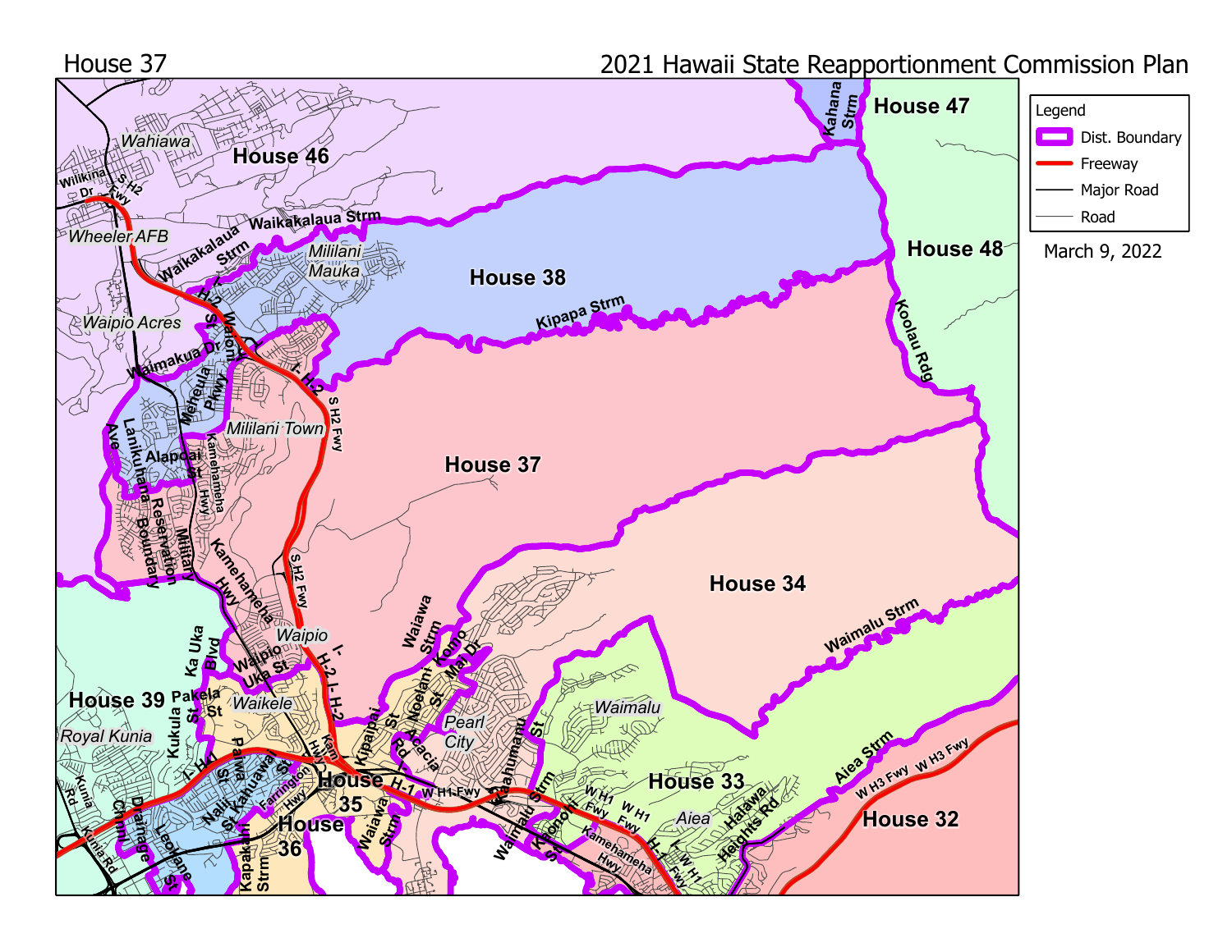House 37

2021 Hawaii State Reapportionment Commission Plan

Legend

- Dist. Boundary
- Freeway
- Major Road
- Road

March 9, 2022

House 46

House 47

House 38

House 48

House 37

House 34

House 39

House 35

House 36

House 33

House 32

Wahiawa

Wheeler AFB

Waipio Acres

Mililani Mauka

Mililani Town

Waipio

Waikele

Royal Kunia

Pearl City

Waimalu

Aiea

Wilikina Dr

S H2 Fwy

Waikakalaua Strm

Kipapa Strm

Kahana Strm

Koolau Rdg

Waimalu Strm

Aiea Strm

W H3 Fwy

Waimakua Dr

Meheula Pkwy

Lanikuhana Ave

Alapoai St

Kamehameha Hwy

Military Reservation Boundary

I- H-2

Ka Uka Blvd

Waipio Uka St

Pakela St

Kukula St

Paiwa St

Naii St

Kahuawai St

Farrington Hwy

Kapakahi Strm

Kunia Rd

Drainage Chnl

Leolua St

Leoiane St

Kipapai St

Noelani St

Acacia Rd

Komo Mai Dr

Waiawa Strm

Kaahumanu St

Kanuku St

Waimalu Strm

Kaonohi St

W H1 Fwy

H-1

Halawa Heights Rd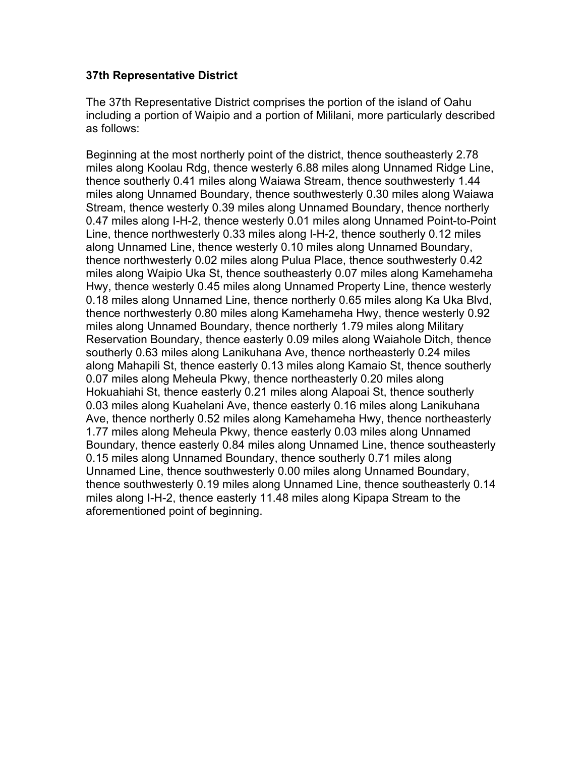**37th Representative District**

The 37th Representative District comprises the portion of the island of Oahu including a portion of Waipio and a portion of Mililani, more particularly described as follows:

Beginning at the most northerly point of the district, thence southeasterly 2.78 miles along Koolau Rdg, thence westerly 6.88 miles along Unnamed Ridge Line, thence southerly 0.41 miles along Waiawa Stream, thence southwesterly 1.44 miles along Unnamed Boundary, thence southwesterly 0.30 miles along Waiawa Stream, thence westerly 0.39 miles along Unnamed Boundary, thence northerly 0.47 miles along I-H-2, thence westerly 0.01 miles along Unnamed Point-to-Point Line, thence northwesterly 0.33 miles along I-H-2, thence southerly 0.12 miles along Unnamed Line, thence westerly 0.10 miles along Unnamed Boundary, thence northwesterly 0.02 miles along Pulua Place, thence southwesterly 0.42 miles along Waipio Uka St, thence southeasterly 0.07 miles along Kamehameha Hwy, thence westerly 0.45 miles along Unnamed Property Line, thence westerly 0.18 miles along Unnamed Line, thence northerly 0.65 miles along Ka Uka Blvd, thence northwesterly 0.80 miles along Kamehameha Hwy, thence westerly 0.92 miles along Unnamed Boundary, thence northerly 1.79 miles along Military Reservation Boundary, thence easterly 0.09 miles along Waiahole Ditch, thence southerly 0.63 miles along Lanikuhana Ave, thence northeasterly 0.24 miles along Mahapili St, thence easterly 0.13 miles along Kamaio St, thence southerly 0.07 miles along Meheula Pkwy, thence northeasterly 0.20 miles along Hokuahiahi St, thence easterly 0.21 miles along Alapoai St, thence southerly 0.03 miles along Kuahelani Ave, thence easterly 0.16 miles along Lanikuhana Ave, thence northerly 0.52 miles along Kamehameha Hwy, thence northeasterly 1.77 miles along Meheula Pkwy, thence easterly 0.03 miles along Unnamed Boundary, thence easterly 0.84 miles along Unnamed Line, thence southeasterly 0.15 miles along Unnamed Boundary, thence southerly 0.71 miles along Unnamed Line, thence southwesterly 0.00 miles along Unnamed Boundary, thence southwesterly 0.19 miles along Unnamed Line, thence southeasterly 0.14 miles along I-H-2, thence easterly 11.48 miles along Kipapa Stream to the aforementioned point of beginning.